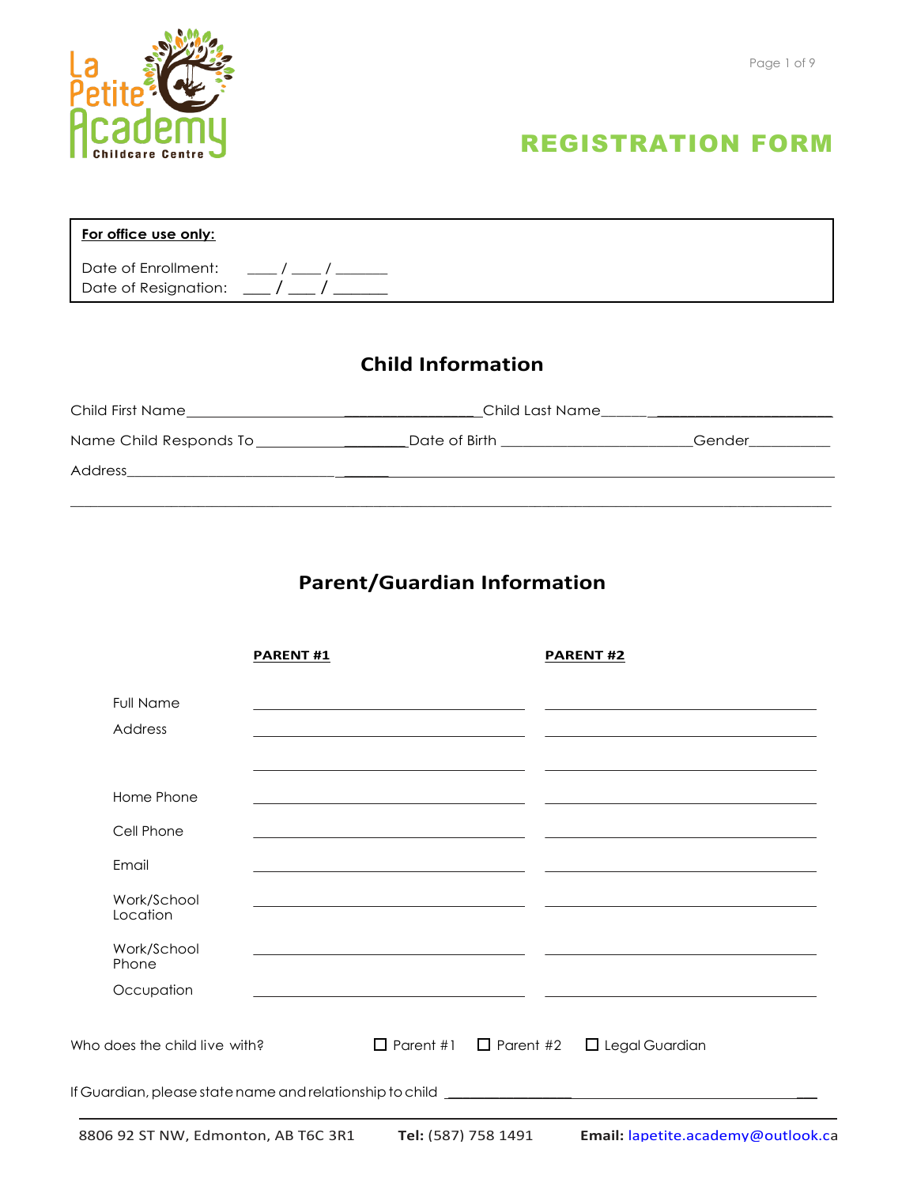La Petite Academy
Childcare Centre

# REGISTRATION FORM

**For office use only:**

Date of Enrollment: ____ / ____ / _______
Date of Resignation: ____ / ____ / _______

## Child Information

Child First Name_________________________________ Child Last Name____________________________

Name Child Responds To ____________________ Date of Birth ________________________ Gender__________

Address________________________________________________________________________________

_______________________________________________________________________________________

## Parent/Guardian Information

| | **PARENT #1** | **PARENT #2** |
|---|---|---|
| Full Name | | |
| Address | | |
| | | |
| Home Phone | | |
| Cell Phone | | |
| Email | | |
| Work/School Location | | |
| Work/School Phone | | |
| Occupation | | |

Who does the child live with? ☐ Parent #1 ☐ Parent #2 ☐ Legal Guardian

If Guardian, please state name and relationship to child ____________________________________________

8806 92 ST NW, Edmonton, AB T6C 3R1 **Tel:** (587) 758 1491 **Email:** lapetite.academy@outlook.ca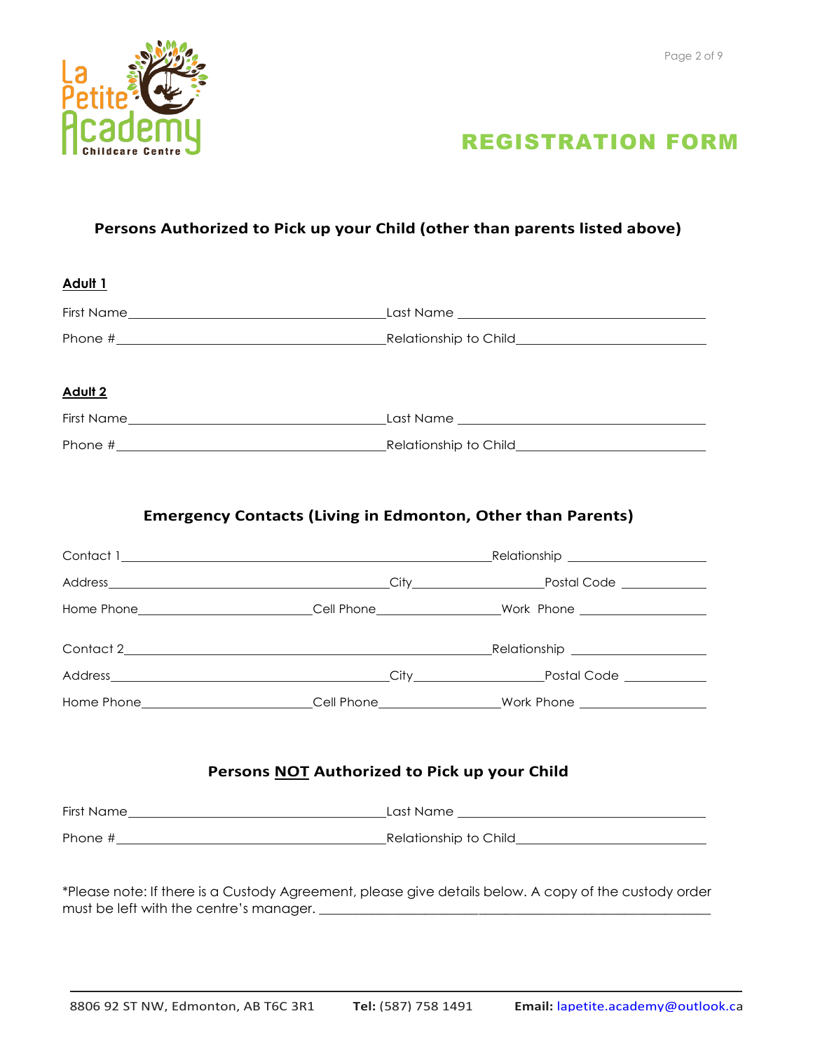# REGISTRATION FORM

## Persons Authorized to Pick up your Child (other than parents listed above)

**Adult 1**

First Name\_\_\_\_\_\_\_\_\_\_\_\_\_\_\_\_\_\_\_\_\_\_\_\_\_\_\_\_\_\_ Last Name \_\_\_\_\_\_\_\_\_\_\_\_\_\_\_\_\_\_\_\_\_\_\_\_\_\_\_\_\_\_

Phone #\_\_\_\_\_\_\_\_\_\_\_\_\_\_\_\_\_\_\_\_\_\_\_\_\_\_\_\_\_\_ Relationship to Child\_\_\_\_\_\_\_\_\_\_\_\_\_\_\_\_\_\_\_\_\_\_\_\_

**Adult 2**

First Name\_\_\_\_\_\_\_\_\_\_\_\_\_\_\_\_\_\_\_\_\_\_\_\_\_\_\_\_\_\_ Last Name \_\_\_\_\_\_\_\_\_\_\_\_\_\_\_\_\_\_\_\_\_\_\_\_\_\_\_\_\_\_

Phone #\_\_\_\_\_\_\_\_\_\_\_\_\_\_\_\_\_\_\_\_\_\_\_\_\_\_\_\_\_\_ Relationship to Child\_\_\_\_\_\_\_\_\_\_\_\_\_\_\_\_\_\_\_\_\_\_\_\_

## Emergency Contacts (Living in Edmonton, Other than Parents)

Contact 1\_\_\_\_\_\_\_\_\_\_\_\_\_\_\_\_\_\_\_\_\_\_\_\_\_\_\_\_\_\_\_\_\_\_\_\_\_\_\_\_ Relationship \_\_\_\_\_\_\_\_\_\_\_\_\_\_\_\_

Address\_\_\_\_\_\_\_\_\_\_\_\_\_\_\_\_\_\_\_\_\_\_\_\_\_\_\_\_\_\_ City\_\_\_\_\_\_\_\_\_\_\_\_\_\_\_ Postal Code \_\_\_\_\_\_\_\_\_\_

Home Phone\_\_\_\_\_\_\_\_\_\_\_\_\_\_\_\_\_\_\_\_ Cell Phone\_\_\_\_\_\_\_\_\_\_\_\_\_\_\_ Work Phone \_\_\_\_\_\_\_\_\_\_\_\_\_\_\_

Contact 2\_\_\_\_\_\_\_\_\_\_\_\_\_\_\_\_\_\_\_\_\_\_\_\_\_\_\_\_\_\_\_\_\_\_\_\_\_\_\_\_ Relationship \_\_\_\_\_\_\_\_\_\_\_\_\_\_\_\_

Address\_\_\_\_\_\_\_\_\_\_\_\_\_\_\_\_\_\_\_\_\_\_\_\_\_\_\_\_\_\_ City\_\_\_\_\_\_\_\_\_\_\_\_\_\_\_ Postal Code \_\_\_\_\_\_\_\_\_\_

Home Phone\_\_\_\_\_\_\_\_\_\_\_\_\_\_\_\_\_\_\_\_ Cell Phone\_\_\_\_\_\_\_\_\_\_\_\_\_\_\_ Work Phone \_\_\_\_\_\_\_\_\_\_\_\_\_\_\_

## Persons NOT Authorized to Pick up your Child

First Name\_\_\_\_\_\_\_\_\_\_\_\_\_\_\_\_\_\_\_\_\_\_\_\_\_\_\_\_\_\_ Last Name \_\_\_\_\_\_\_\_\_\_\_\_\_\_\_\_\_\_\_\_\_\_\_\_\_\_\_\_\_\_

Phone #\_\_\_\_\_\_\_\_\_\_\_\_\_\_\_\_\_\_\_\_\_\_\_\_\_\_\_\_\_\_ Relationship to Child\_\_\_\_\_\_\_\_\_\_\_\_\_\_\_\_\_\_\_\_\_\_\_\_

*Please note: If there is a Custody Agreement, please give details below. A copy of the custody order must be left with the centre's manager. \_\_\_\_\_\_\_\_\_\_\_\_\_\_\_\_\_\_\_\_\_\_\_\_\_\_\_\_\_\_\_\_\_\_\_\_\_\_\_\_\_\_\_\_

8806 92 ST NW, Edmonton, AB T6C 3R1 **Tel:** (587) 758 1491 **Email:** lapetite.academy@outlook.ca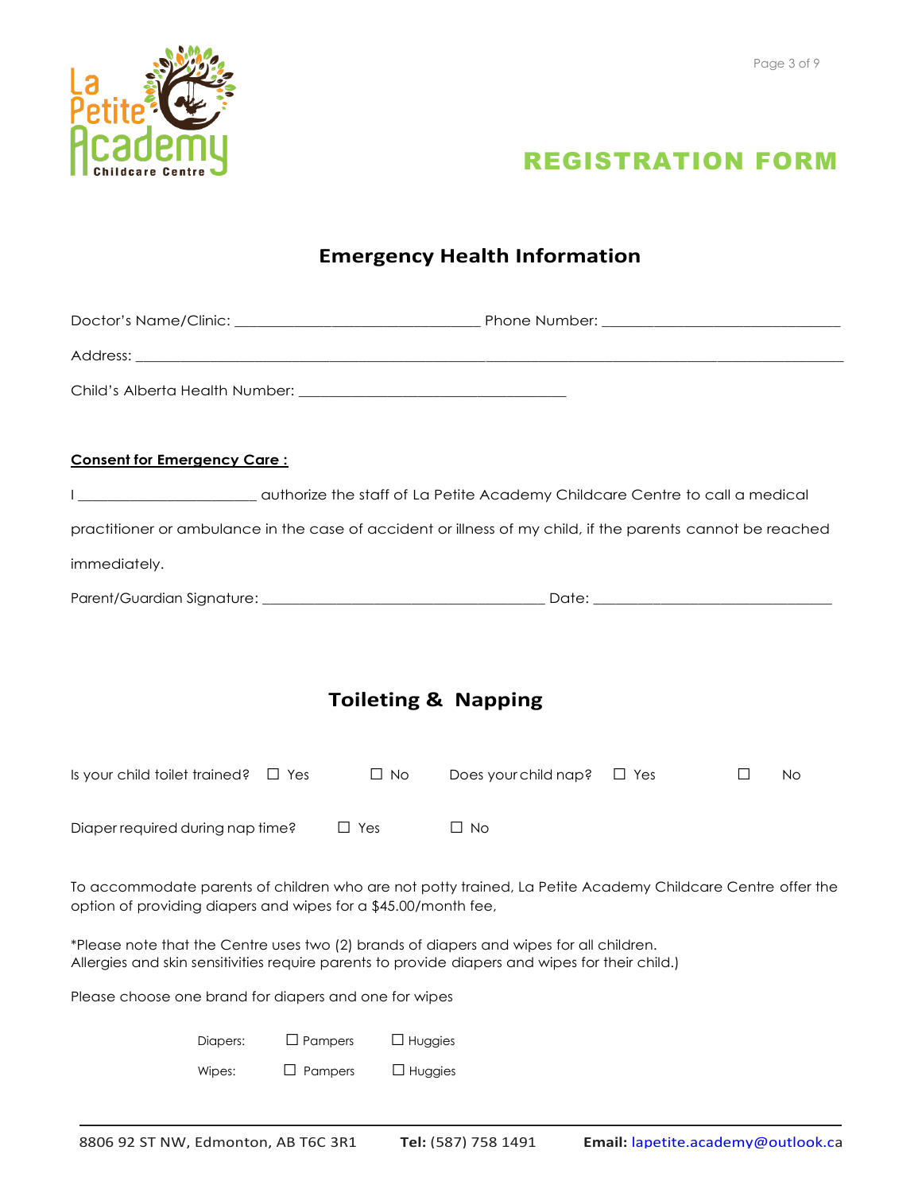# REGISTRATION FORM

## Emergency Health Information

Doctor's Name/Clinic: ________________________________ Phone Number: ________________________________

Address: ________________________________________________________________________________________________

Child's Alberta Health Number: ___________________________________

**Consent for Emergency Care :**

I _______________________ authorize the staff of La Petite Academy Childcare Centre to call a medical practitioner or ambulance in the case of accident or illness of my child, if the parents cannot be reached immediately.

Parent/Guardian Signature: _____________________________________ Date: ________________________________

## Toileting & Napping

Is your child toilet trained? ☐ Yes ☐ No Does your child nap? ☐ Yes ☐ No

Diaper required during nap time? ☐ Yes ☐ No

To accommodate parents of children who are not potty trained, La Petite Academy Childcare Centre offer the option of providing diapers and wipes for a $45.00/month fee,

*Please note that the Centre uses two (2) brands of diapers and wipes for all children.
Allergies and skin sensitivities require parents to provide diapers and wipes for their child.)

Please choose one brand for diapers and one for wipes

Diapers: ☐ Pampers ☐ Huggies

Wipes: ☐ Pampers ☐ Huggies

8806 92 ST NW, Edmonton, AB T6C 3R1 **Tel:** (587) 758 1491 **Email:** lapetite.academy@outlook.ca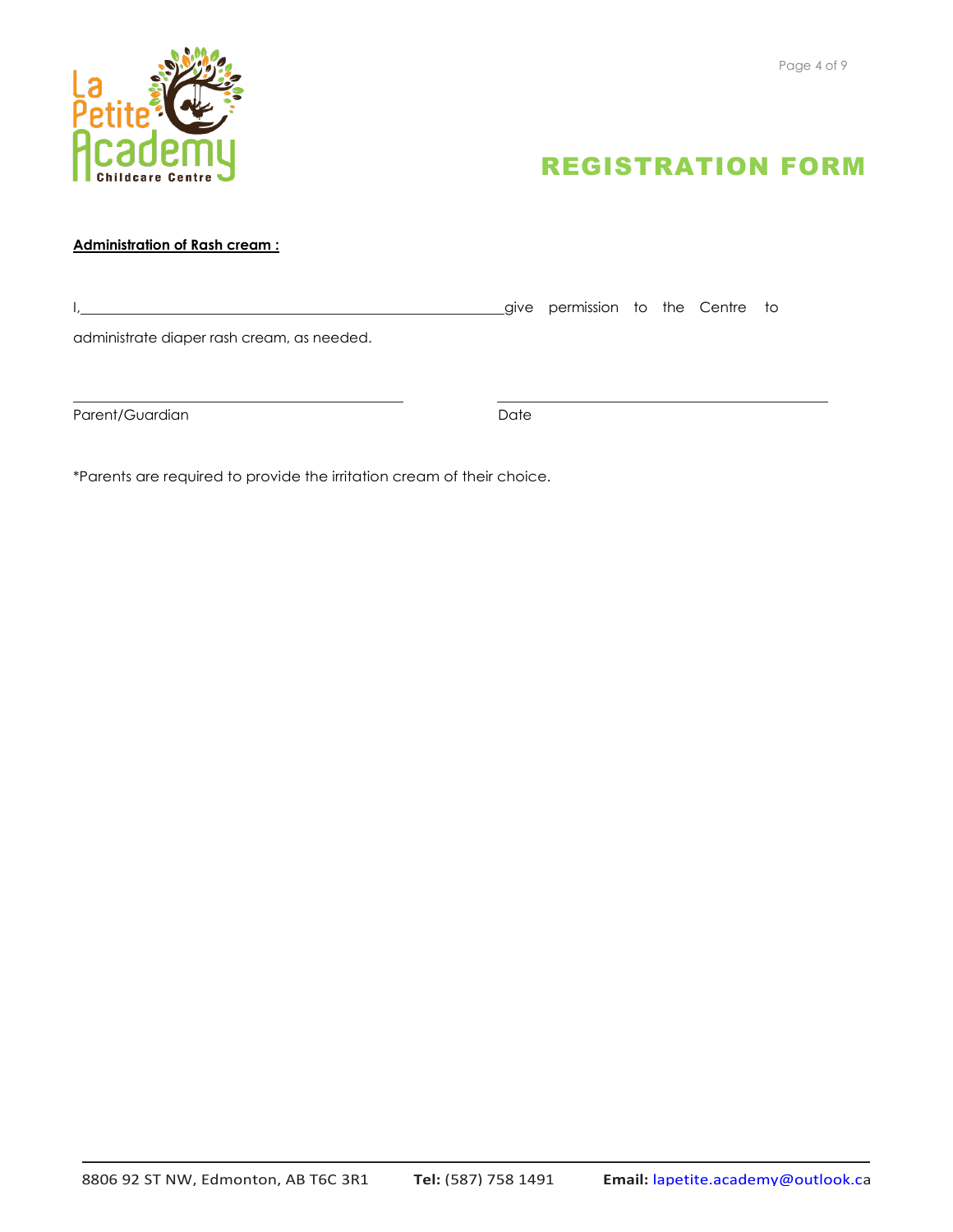# REGISTRATION FORM

**Administration of Rash cream :**

I,\_\_\_\_\_\_\_\_\_\_\_\_\_\_\_\_\_\_\_\_\_\_\_\_\_\_\_\_\_\_\_\_\_\_\_\_\_\_\_\_\_\_\_\_\_\_give permission to the Centre to administrate diaper rash cream, as needed.

\_\_\_\_\_\_\_\_\_\_\_\_\_\_\_\_\_\_\_\_\_\_\_\_\_\_\_\_\_\_\_\_\_\_\_\_ \_\_\_\_\_\_\_\_\_\_\_\_\_\_\_\_\_\_\_\_\_\_\_\_\_\_\_\_\_\_\_\_\_\_\_\_

Parent/Guardian Date

*Parents are required to provide the irritation cream of their choice.

8806 92 ST NW, Edmonton, AB T6C 3R1 **Tel:** (587) 758 1491 **Email:** lapetite.academy@outlook.ca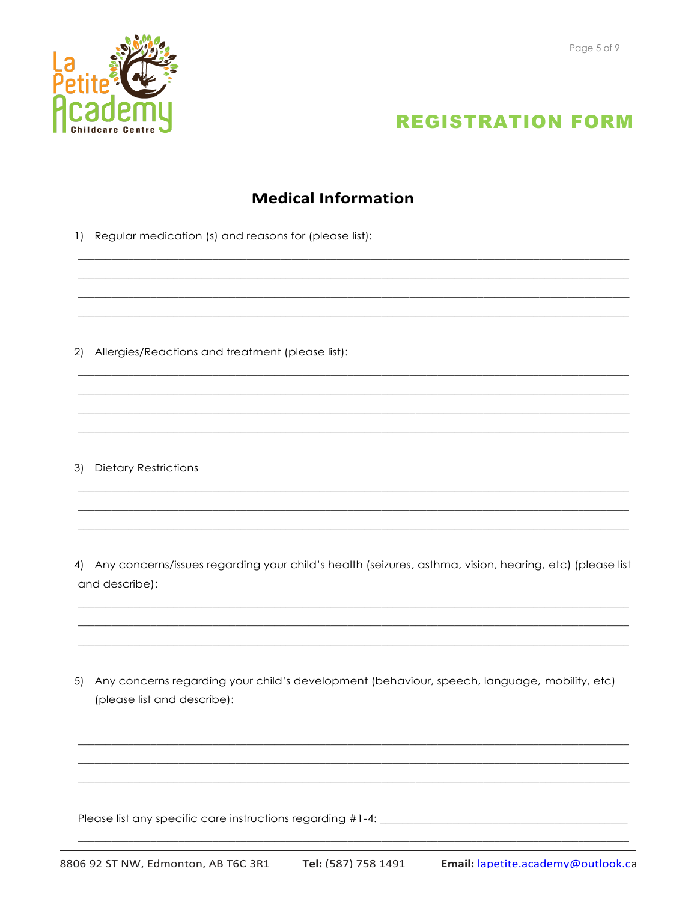## REGISTRATION FORM

### Medical Information

1) Regular medication (s) and reasons for (please list):

______________________________________________________________________________

______________________________________________________________________________

______________________________________________________________________________

______________________________________________________________________________

2) Allergies/Reactions and treatment (please list):

______________________________________________________________________________

______________________________________________________________________________

______________________________________________________________________________

______________________________________________________________________________

3) Dietary Restrictions

______________________________________________________________________________

______________________________________________________________________________

______________________________________________________________________________

4) Any concerns/issues regarding your child's health (seizures, asthma, vision, hearing, etc) (please list and describe):

______________________________________________________________________________

______________________________________________________________________________

______________________________________________________________________________

5) Any concerns regarding your child's development (behaviour, speech, language, mobility, etc) (please list and describe):

______________________________________________________________________________

______________________________________________________________________________

______________________________________________________________________________

Please list any specific care instructions regarding #1-4: ___________________________________

______________________________________________________________________________

8806 92 ST NW, Edmonton, AB T6C 3R1 **Tel:** (587) 758 1491 **Email:** lapetite.academy@outlook.ca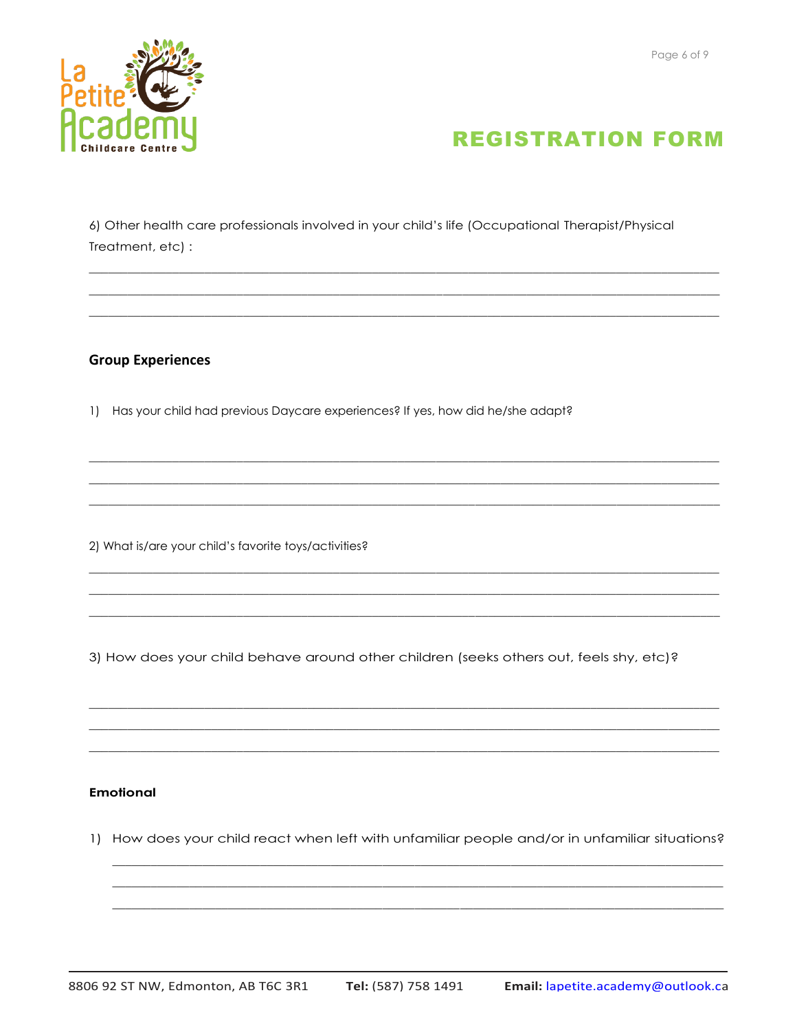6) Other health care professionals involved in your child's life (Occupational Therapist/Physical Treatment, etc) :

______________________________________________________________________________

______________________________________________________________________________

______________________________________________________________________________

## Group Experiences

1) Has your child had previous Daycare experiences? If yes, how did he/she adapt?

______________________________________________________________________________

______________________________________________________________________________

______________________________________________________________________________

2) What is/are your child's favorite toys/activities?

______________________________________________________________________________

______________________________________________________________________________

______________________________________________________________________________

3) How does your child behave around other children (seeks others out, feels shy, etc)?

______________________________________________________________________________

______________________________________________________________________________

______________________________________________________________________________

## Emotional

1) How does your child react when left with unfamiliar people and/or in unfamiliar situations?

______________________________________________________________________________

______________________________________________________________________________

______________________________________________________________________________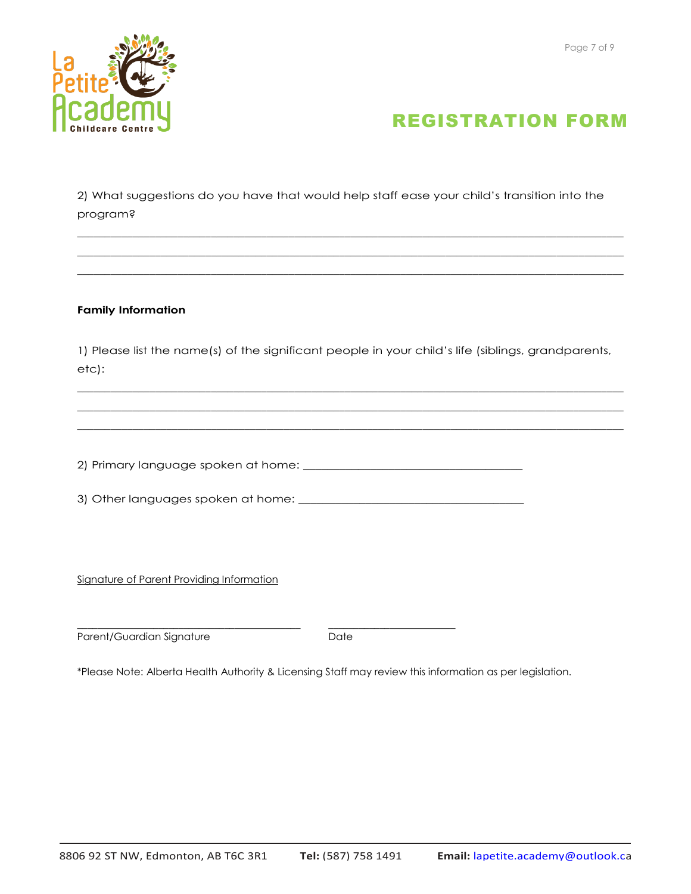# REGISTRATION FORM

2) What suggestions do you have that would help staff ease your child's transition into the program?

_______________________________________________________________________________________

_______________________________________________________________________________________

_______________________________________________________________________________________

**Family Information**

1) Please list the name(s) of the significant people in your child's life (siblings, grandparents, etc):

_______________________________________________________________________________________

_______________________________________________________________________________________

_______________________________________________________________________________________

2) Primary language spoken at home: ___________________________________

3) Other languages spoken at home: ___________________________________

Signature of Parent Providing Information

___________________________________ ____________________

Parent/Guardian Signature Date

*Please Note: Alberta Health Authority & Licensing Staff may review this information as per legislation.

8806 92 ST NW, Edmonton, AB T6C 3R1 **Tel:** (587) 758 1491 **Email:** lapetite.academy@outlook.ca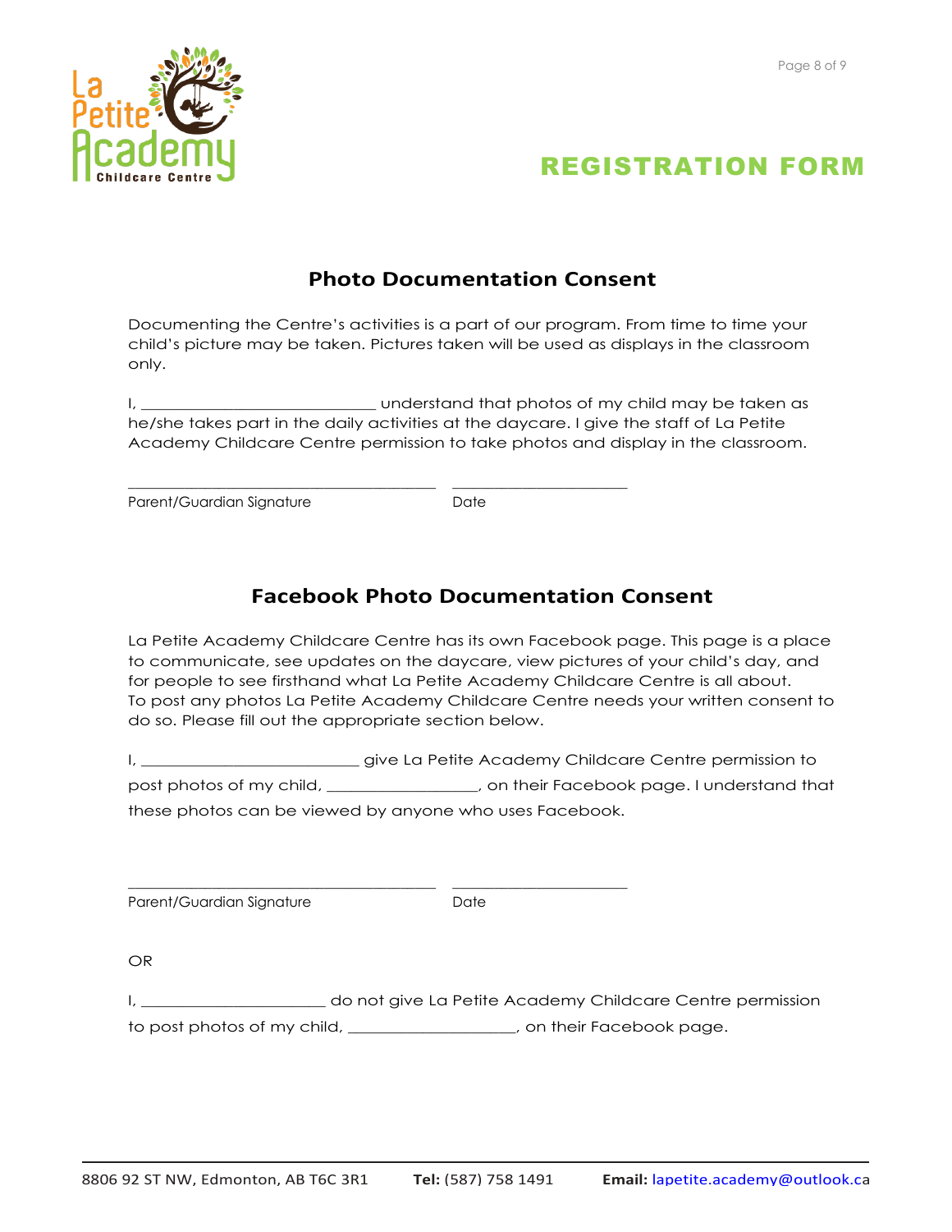# REGISTRATION FORM

## Photo Documentation Consent

Documenting the Centre's activities is a part of our program. From time to time your child's picture may be taken. Pictures taken will be used as displays in the classroom only.

I, ____________________________ understand that photos of my child may be taken as he/she takes part in the daily activities at the daycare. I give the staff of La Petite Academy Childcare Centre permission to take photos and display in the classroom.

_____________________________________ _____________________

Parent/Guardian Signature Date

## Facebook Photo Documentation Consent

La Petite Academy Childcare Centre has its own Facebook page. This page is a place to communicate, see updates on the daycare, view pictures of your child's day, and for people to see firsthand what La Petite Academy Childcare Centre is all about. To post any photos La Petite Academy Childcare Centre needs your written consent to do so. Please fill out the appropriate section below.

I, __________________________ give La Petite Academy Childcare Centre permission to post photos of my child, __________________, on their Facebook page. I understand that these photos can be viewed by anyone who uses Facebook.

_____________________________________ _____________________

Parent/Guardian Signature Date

OR

I, ______________________ do not give La Petite Academy Childcare Centre permission to post photos of my child, ____________________, on their Facebook page.

8806 92 ST NW, Edmonton, AB T6C 3R1 **Tel:** (587) 758 1491 **Email:** lapetite.academy@outlook.ca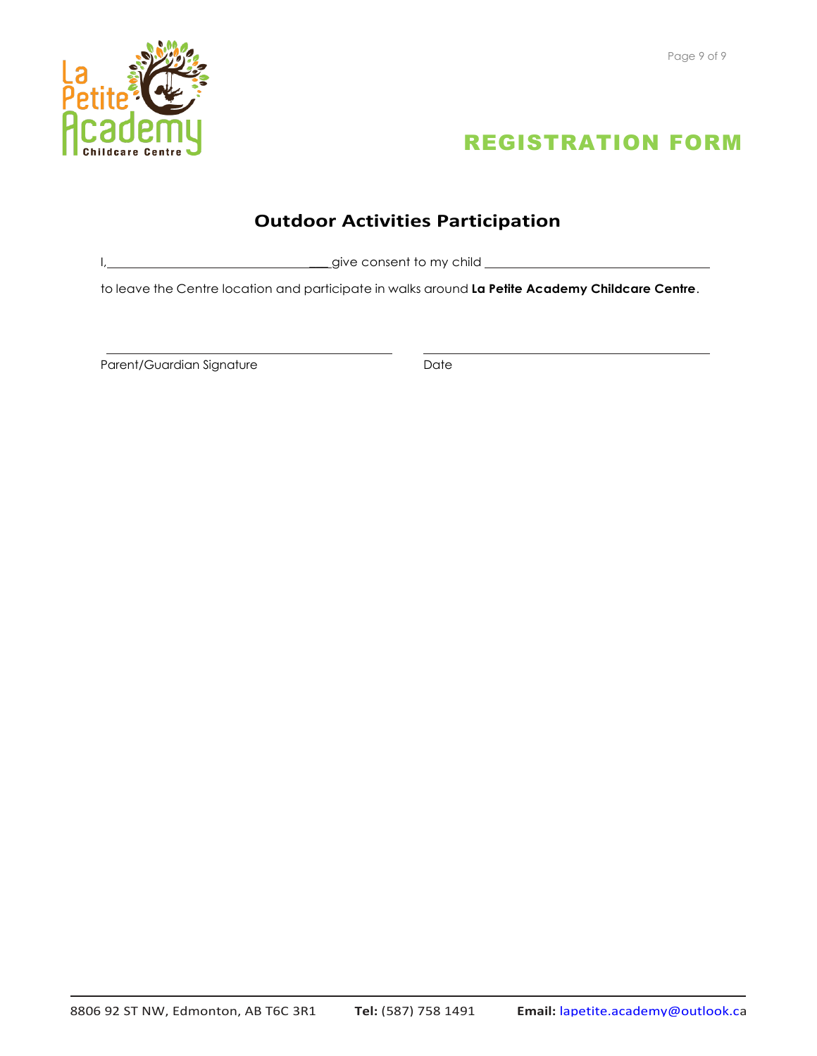# REGISTRATION FORM

## Outdoor Activities Participation

I,\_\_\_\_\_\_\_\_\_\_\_\_\_\_\_\_\_\_\_\_\_\_\_\_\_\_\_\_\_\_\_\_\_ give consent to my child \_\_\_\_\_\_\_\_\_\_\_\_\_\_\_\_\_\_\_\_\_\_\_\_\_\_\_\_\_\_\_\_\_

to leave the Centre location and participate in walks around **La Petite Academy Childcare Centre**.

\_\_\_\_\_\_\_\_\_\_\_\_\_\_\_\_\_\_\_\_\_\_\_\_\_\_\_\_\_\_\_\_\_\_\_\_ \_\_\_\_\_\_\_\_\_\_\_\_\_\_\_\_\_\_\_\_\_\_\_\_\_\_\_\_\_\_\_\_\_\_\_\_

Parent/Guardian Signature Date

8806 92 ST NW, Edmonton, AB T6C 3R1 **Tel:** (587) 758 1491 **Email:** lapetite.academy@outlook.ca